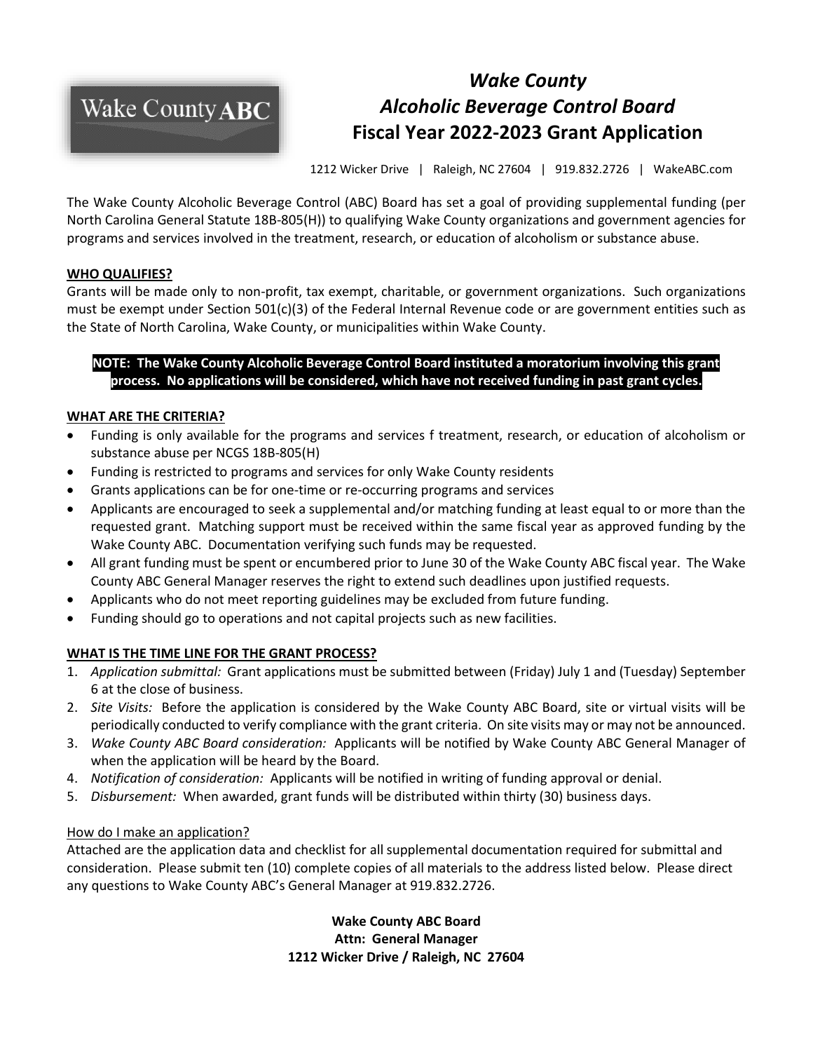Wake County ABC

# *Wake County*
# *Alcoholic Beverage Control Board*
# Fiscal Year 2022-2023 Grant Application

1212 Wicker Drive | Raleigh, NC 27604 | 919.832.2726 | WakeABC.com

The Wake County Alcoholic Beverage Control (ABC) Board has set a goal of providing supplemental funding (per North Carolina General Statute 18B-805(H)) to qualifying Wake County organizations and government agencies for programs and services involved in the treatment, research, or education of alcoholism or substance abuse.

**WHO QUALIFIES?**

Grants will be made only to non-profit, tax exempt, charitable, or government organizations. Such organizations must be exempt under Section 501(c)(3) of the Federal Internal Revenue code or are government entities such as the State of North Carolina, Wake County, or municipalities within Wake County.

**NOTE: The Wake County Alcoholic Beverage Control Board instituted a moratorium involving this grant process. No applications will be considered, which have not received funding in past grant cycles.**

**WHAT ARE THE CRITERIA?**

- Funding is only available for the programs and services f treatment, research, or education of alcoholism or substance abuse per NCGS 18B-805(H)
- Funding is restricted to programs and services for only Wake County residents
- Grants applications can be for one-time or re-occurring programs and services
- Applicants are encouraged to seek a supplemental and/or matching funding at least equal to or more than the requested grant. Matching support must be received within the same fiscal year as approved funding by the Wake County ABC. Documentation verifying such funds may be requested.
- All grant funding must be spent or encumbered prior to June 30 of the Wake County ABC fiscal year. The Wake County ABC General Manager reserves the right to extend such deadlines upon justified requests.
- Applicants who do not meet reporting guidelines may be excluded from future funding.
- Funding should go to operations and not capital projects such as new facilities.

**WHAT IS THE TIME LINE FOR THE GRANT PROCESS?**

1. *Application submittal:* Grant applications must be submitted between (Friday) July 1 and (Tuesday) September 6 at the close of business.
2. *Site Visits:* Before the application is considered by the Wake County ABC Board, site or virtual visits will be periodically conducted to verify compliance with the grant criteria. On site visits may or may not be announced.
3. *Wake County ABC Board consideration:* Applicants will be notified by Wake County ABC General Manager of when the application will be heard by the Board.
4. *Notification of consideration:* Applicants will be notified in writing of funding approval or denial.
5. *Disbursement:* When awarded, grant funds will be distributed within thirty (30) business days.

How do I make an application?

Attached are the application data and checklist for all supplemental documentation required for submittal and consideration. Please submit ten (10) complete copies of all materials to the address listed below. Please direct any questions to Wake County ABC's General Manager at 919.832.2726.

**Wake County ABC Board**
**Attn: General Manager**
**1212 Wicker Drive / Raleigh, NC 27604**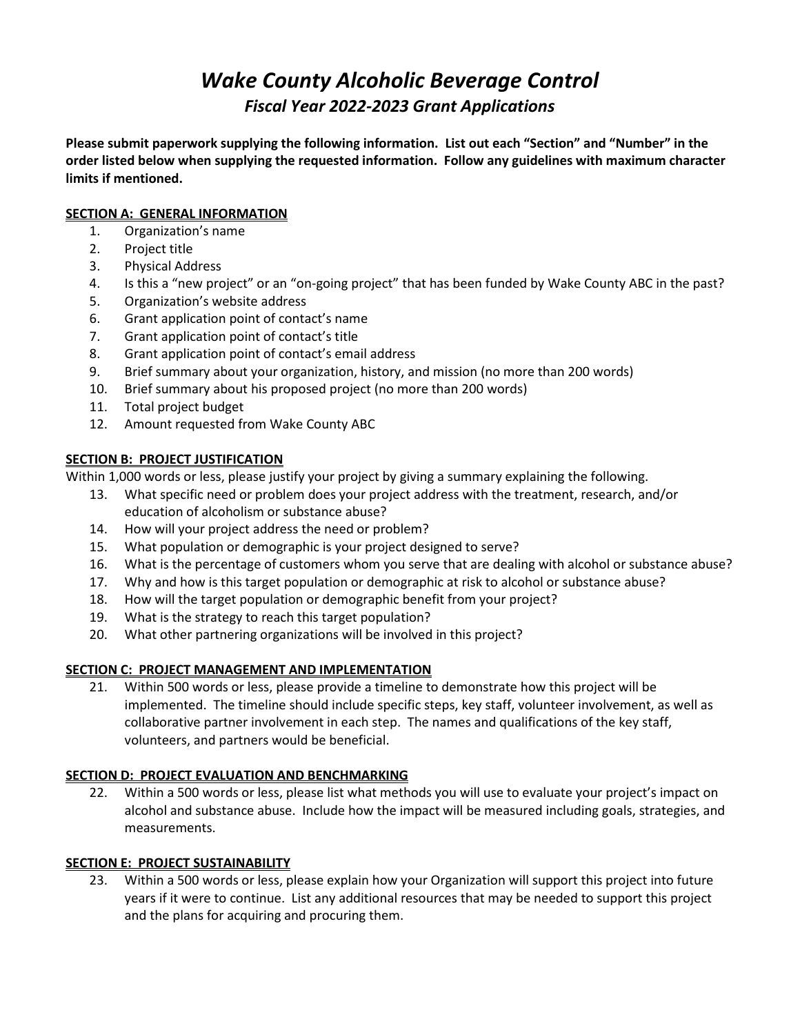# *Wake County Alcoholic Beverage Control*

## *Fiscal Year 2022-2023 Grant Applications*

**Please submit paperwork supplying the following information. List out each "Section" and "Number" in the order listed below when supplying the requested information. Follow any guidelines with maximum character limits if mentioned.**

### **SECTION A: GENERAL INFORMATION**

1. Organization's name
2. Project title
3. Physical Address
4. Is this a "new project" or an "on-going project" that has been funded by Wake County ABC in the past?
5. Organization's website address
6. Grant application point of contact's name
7. Grant application point of contact's title
8. Grant application point of contact's email address
9. Brief summary about your organization, history, and mission (no more than 200 words)
10. Brief summary about his proposed project (no more than 200 words)
11. Total project budget
12. Amount requested from Wake County ABC

### **SECTION B: PROJECT JUSTIFICATION**

Within 1,000 words or less, please justify your project by giving a summary explaining the following.

13. What specific need or problem does your project address with the treatment, research, and/or education of alcoholism or substance abuse?
14. How will your project address the need or problem?
15. What population or demographic is your project designed to serve?
16. What is the percentage of customers whom you serve that are dealing with alcohol or substance abuse?
17. Why and how is this target population or demographic at risk to alcohol or substance abuse?
18. How will the target population or demographic benefit from your project?
19. What is the strategy to reach this target population?
20. What other partnering organizations will be involved in this project?

### **SECTION C: PROJECT MANAGEMENT AND IMPLEMENTATION**

21. Within 500 words or less, please provide a timeline to demonstrate how this project will be implemented. The timeline should include specific steps, key staff, volunteer involvement, as well as collaborative partner involvement in each step. The names and qualifications of the key staff, volunteers, and partners would be beneficial.

### **SECTION D: PROJECT EVALUATION AND BENCHMARKING**

22. Within a 500 words or less, please list what methods you will use to evaluate your project's impact on alcohol and substance abuse. Include how the impact will be measured including goals, strategies, and measurements.

### **SECTION E: PROJECT SUSTAINABILITY**

23. Within a 500 words or less, please explain how your Organization will support this project into future years if it were to continue. List any additional resources that may be needed to support this project and the plans for acquiring and procuring them.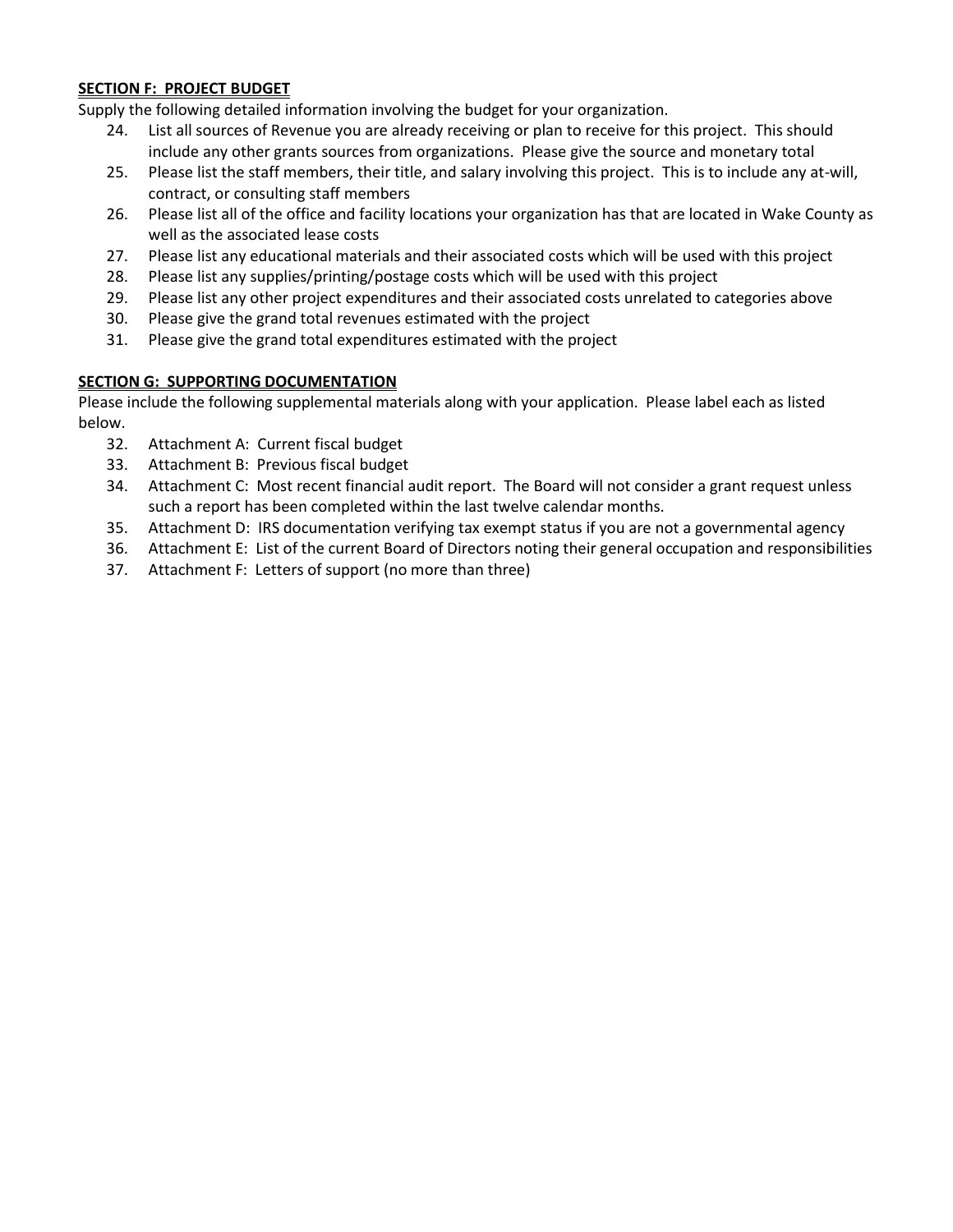## SECTION F: PROJECT BUDGET

Supply the following detailed information involving the budget for your organization.

24. List all sources of Revenue you are already receiving or plan to receive for this project. This should include any other grants sources from organizations. Please give the source and monetary total
25. Please list the staff members, their title, and salary involving this project. This is to include any at-will, contract, or consulting staff members
26. Please list all of the office and facility locations your organization has that are located in Wake County as well as the associated lease costs
27. Please list any educational materials and their associated costs which will be used with this project
28. Please list any supplies/printing/postage costs which will be used with this project
29. Please list any other project expenditures and their associated costs unrelated to categories above
30. Please give the grand total revenues estimated with the project
31. Please give the grand total expenditures estimated with the project

## SECTION G: SUPPORTING DOCUMENTATION

Please include the following supplemental materials along with your application. Please label each as listed below.

32. Attachment A: Current fiscal budget
33. Attachment B: Previous fiscal budget
34. Attachment C: Most recent financial audit report. The Board will not consider a grant request unless such a report has been completed within the last twelve calendar months.
35. Attachment D: IRS documentation verifying tax exempt status if you are not a governmental agency
36. Attachment E: List of the current Board of Directors noting their general occupation and responsibilities
37. Attachment F: Letters of support (no more than three)